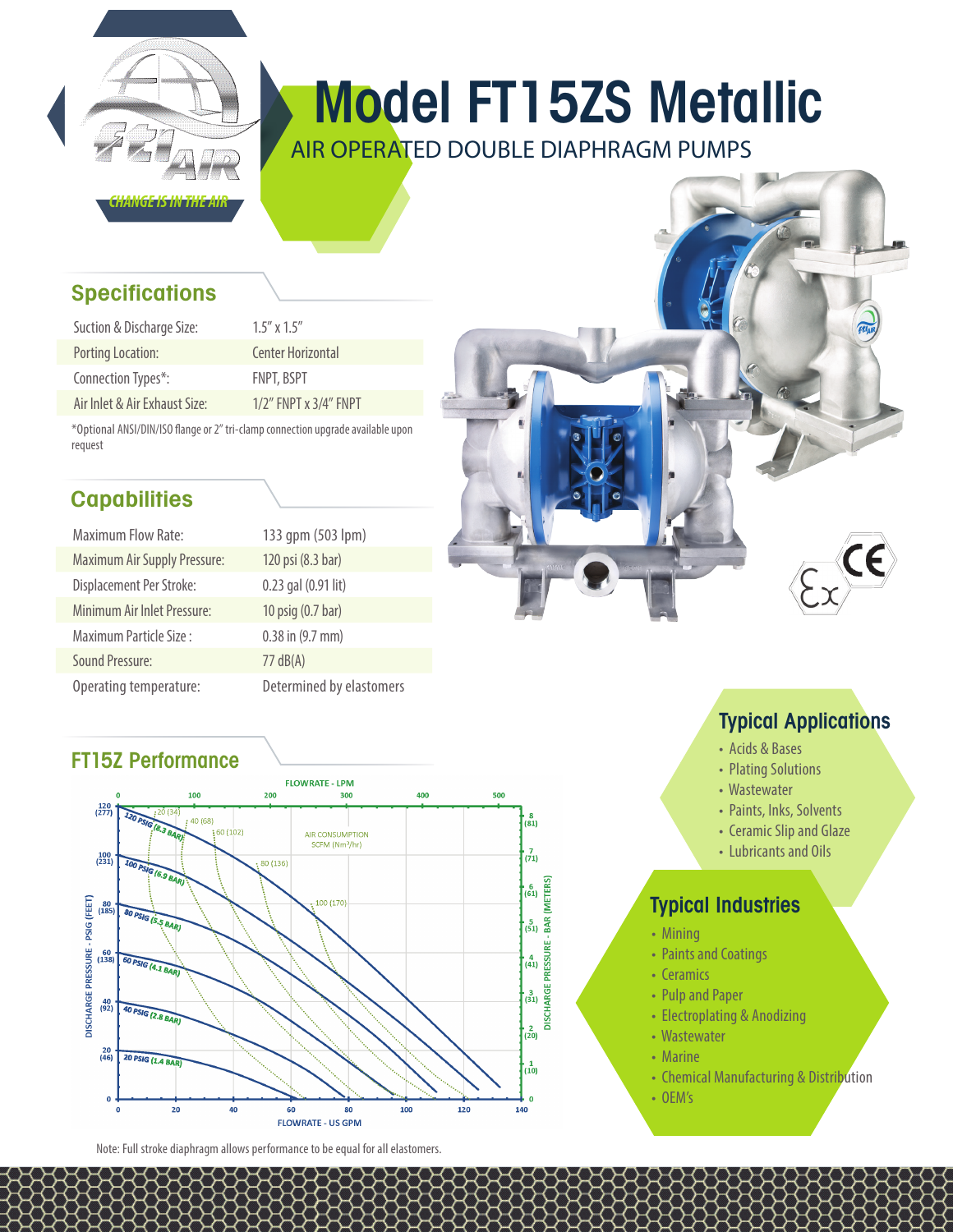# Model FT15ZS Metallic

AIR OPERATED DOUBLE DIAPHRAGM PUMPS

CHANGE IS IN THE AIR

## Specifications

| | |
|---|---|
| Suction & Discharge Size: | 1.5" x 1.5" |
| Porting Location: | Center Horizontal |
| Connection Types*: | FNPT, BSPT |
| Air Inlet & Air Exhaust Size: | 1/2" FNPT x 3/4" FNPT |

*Optional ANSI/DIN/ISO flange or 2" tri-clamp connection upgrade available upon request

## Capabilities

| | |
|---|---|
| Maximum Flow Rate: | 133 gpm (503 lpm) |
| Maximum Air Supply Pressure: | 120 psi (8.3 bar) |
| Displacement Per Stroke: | 0.23 gal (0.91 lit) |
| Minimum Air Inlet Pressure: | 10 psig (0.7 bar) |
| Maximum Particle Size : | 0.38 in (9.7 mm) |
| Sound Pressure: | 77 dB(A) |
| Operating temperature: | Determined by elastomers |

## FT15Z Performance

FLOWRATE - LPM

0 100 200 300 400 500

AIR CONSUMPTION SCFM (Nm³/hr)

20 (34)
40 (68)
60 (102)
80 (136)
100 (170)

120 PSIG (8.3 BAR)
100 PSIG (6.9 BAR)
80 PSIG (5.5 BAR)
60 PSIG (4.1 BAR)
40 PSIG (2.8 BAR)
20 PSIG (1.4 BAR)

DISCHARGE PRESSURE - PSIG (FEET)

120 (277)
100 (231)
80 (185)
60 (138)
40 (92)
20 (46)
0

DISCHARGE PRESSURE - BAR (METERS)

8 (81)
7 (71)
6 (61)
5 (51)
4 (41)
3 (31)
2 (20)
1 (10)
0

0 20 40 60 80 100 120 140

FLOWRATE - US GPM

Note: Full stroke diaphragm allows performance to be equal for all elastomers.

## Typical Applications

- Acids & Bases
- Plating Solutions
- Wastewater
- Paints, Inks, Solvents
- Ceramic Slip and Glaze
- Lubricants and Oils

## Typical Industries

- Mining
- Paints and Coatings
- Ceramics
- Pulp and Paper
- Electroplating & Anodizing
- Wastewater
- Marine
- Chemical Manufacturing & Distribution
- OEM's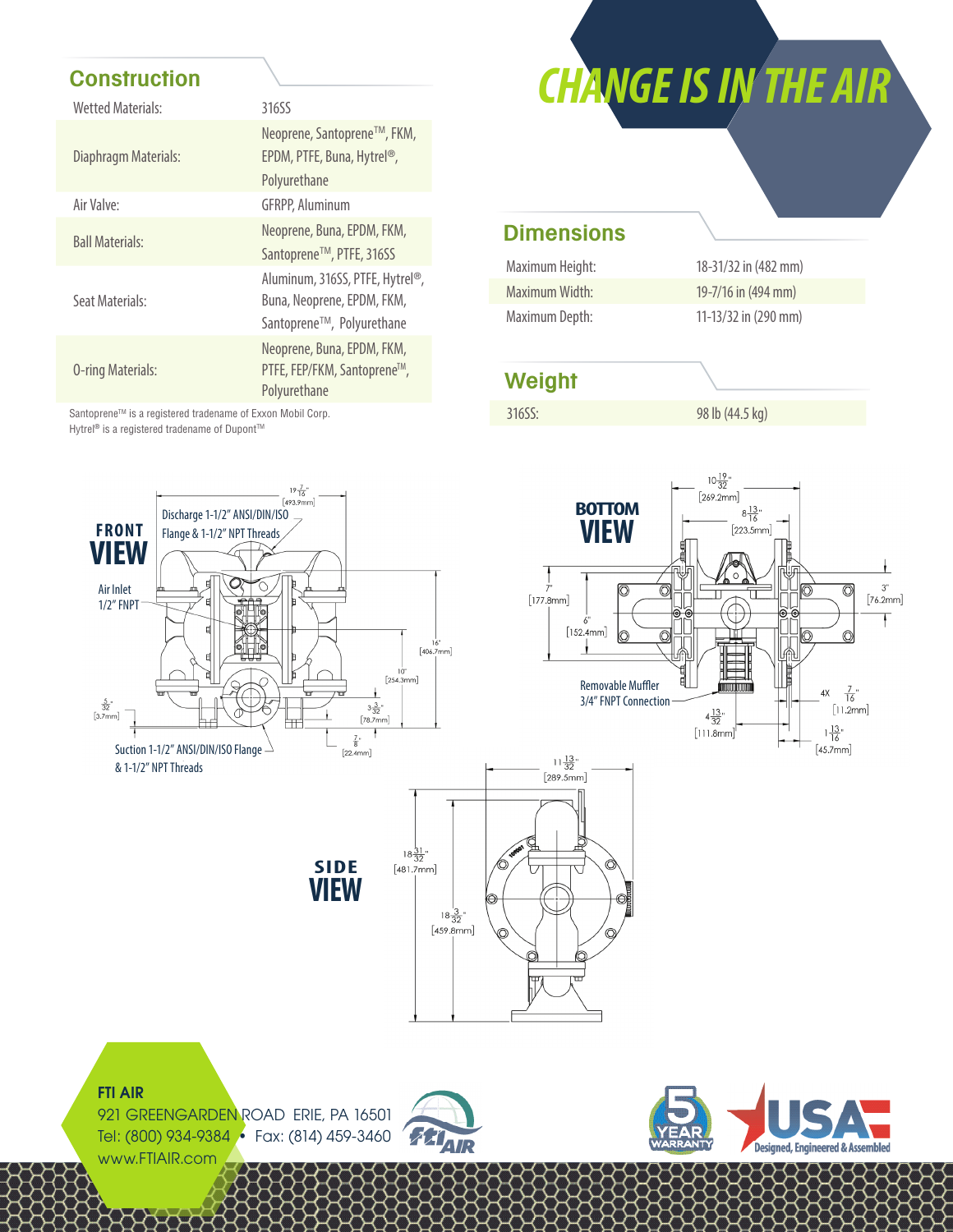## Construction

| | |
|---|---|
| Wetted Materials: | 316SS |
| Diaphragm Materials: | Neoprene, Santoprene™, FKM, EPDM, PTFE, Buna, Hytrel®, Polyurethane |
| Air Valve: | GFRPP, Aluminum |
| Ball Materials: | Neoprene, Buna, EPDM, FKM, Santoprene™, PTFE, 316SS |
| Seat Materials: | Aluminum, 316SS, PTFE, Hytrel®, Buna, Neoprene, EPDM, FKM, Santoprene™, Polyurethane |
| O-ring Materials: | Neoprene, Buna, EPDM, FKM, PTFE, FEP/FKM, Santoprene™, Polyurethane |

Santoprene™ is a registered tradename of Exxon Mobil Corp.
Hytrel® is a registered tradename of Dupont™

# CHANGE IS IN THE AIR

## Dimensions

| | |
|---|---|
| Maximum Height: | 18-31/32 in (482 mm) |
| Maximum Width: | 19-7/16 in (494 mm) |
| Maximum Depth: | 11-13/32 in (290 mm) |

## Weight

| | |
|---|---|
| 316SS: | 98 lb (44.5 kg) |

FRONT VIEW

19-7/16" [493.9mm]
Discharge 1-1/2" ANSI/DIN/ISO Flange & 1-1/2" NPT Threads
Air Inlet 1/2" FNPT
16" [406.7mm]
10" [254.3mm]
5/32" [3.7mm]
3-3/32" [78.7mm]
7/8" [22.4mm]
Suction 1-1/2" ANSI/DIN/ISO Flange & 1-1/2" NPT Threads

BOTTOM VIEW

10-19/32" [269.2mm]
8-13/16" [223.5mm]
7" [177.8mm]
6" [152.4mm]
3" [76.2mm]
Removable Muffler 3/4" FNPT Connection
4X 7/16" [11.2mm]
4-13/32" [111.8mm]
1-13/16" [45.7mm]

SIDE VIEW

11-13/32" [289.5mm]
18-31/32" [481.7mm]
18-3/32" [459.8mm]

**FTI AIR**
921 GREENGARDEN ROAD ERIE, PA 16501
Tel: (800) 934-9384 • Fax: (814) 459-3460
www.FTIAIR.com

5 YEAR WARRANTY
USA Designed, Engineered & Assembled